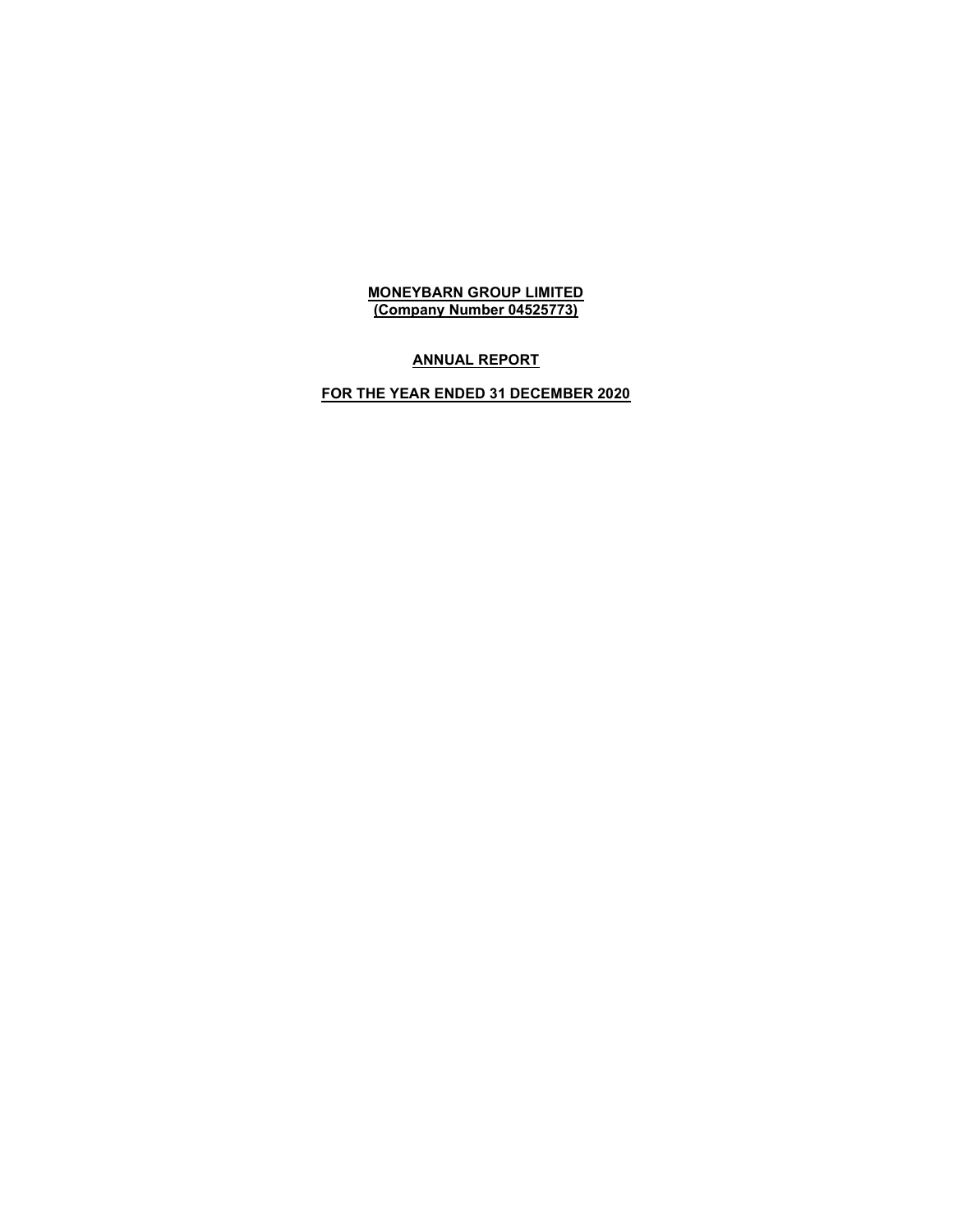# MONEYBARN GROUP LIMITED
**(Company Number 04525773)**

## ANNUAL REPORT

## FOR THE YEAR ENDED 31 DECEMBER 2020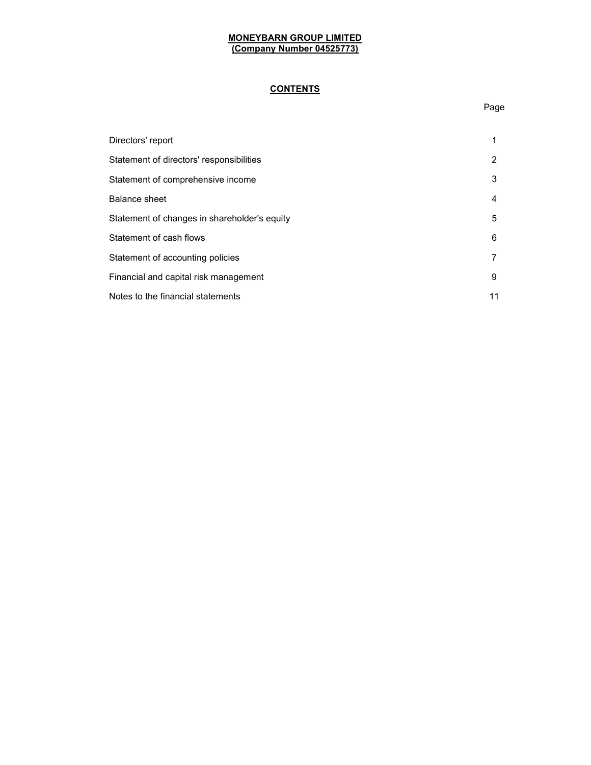**MONEYBARN GROUP LIMITED**
**(Company Number 04525773)**

## CONTENTS

| | Page |
|---|---|
| Directors' report | 1 |
| Statement of directors' responsibilities | 2 |
| Statement of comprehensive income | 3 |
| Balance sheet | 4 |
| Statement of changes in shareholder's equity | 5 |
| Statement of cash flows | 6 |
| Statement of accounting policies | 7 |
| Financial and capital risk management | 9 |
| Notes to the financial statements | 11 |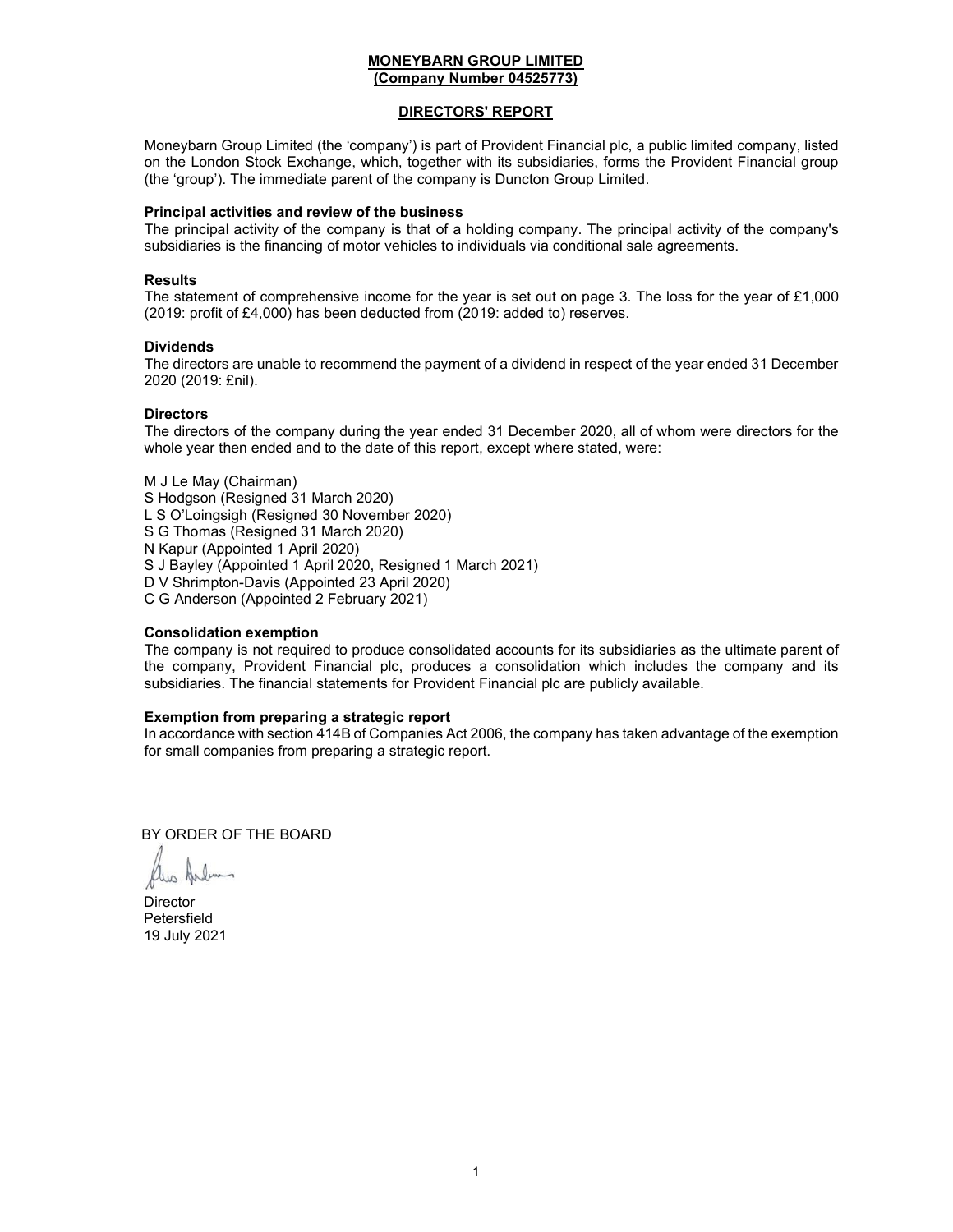**MONEYBARN GROUP LIMITED**
**(Company Number 04525773)**

## DIRECTORS' REPORT

Moneybarn Group Limited (the 'company') is part of Provident Financial plc, a public limited company, listed on the London Stock Exchange, which, together with its subsidiaries, forms the Provident Financial group (the 'group'). The immediate parent of the company is Duncton Group Limited.

### Principal activities and review of the business

The principal activity of the company is that of a holding company. The principal activity of the company's subsidiaries is the financing of motor vehicles to individuals via conditional sale agreements.

### Results

The statement of comprehensive income for the year is set out on page 3. The loss for the year of £1,000 (2019: profit of £4,000) has been deducted from (2019: added to) reserves.

### Dividends

The directors are unable to recommend the payment of a dividend in respect of the year ended 31 December 2020 (2019: £nil).

### Directors

The directors of the company during the year ended 31 December 2020, all of whom were directors for the whole year then ended and to the date of this report, except where stated, were:

M J Le May (Chairman)
S Hodgson (Resigned 31 March 2020)
L S O'Loingsigh (Resigned 30 November 2020)
S G Thomas (Resigned 31 March 2020)
N Kapur (Appointed 1 April 2020)
S J Bayley (Appointed 1 April 2020, Resigned 1 March 2021)
D V Shrimpton-Davis (Appointed 23 April 2020)
C G Anderson (Appointed 2 February 2021)

### Consolidation exemption

The company is not required to produce consolidated accounts for its subsidiaries as the ultimate parent of the company, Provident Financial plc, produces a consolidation which includes the company and its subsidiaries. The financial statements for Provident Financial plc are publicly available.

### Exemption from preparing a strategic report

In accordance with section 414B of Companies Act 2006, the company has taken advantage of the exemption for small companies from preparing a strategic report.

BY ORDER OF THE BOARD

Director
Petersfield
19 July 2021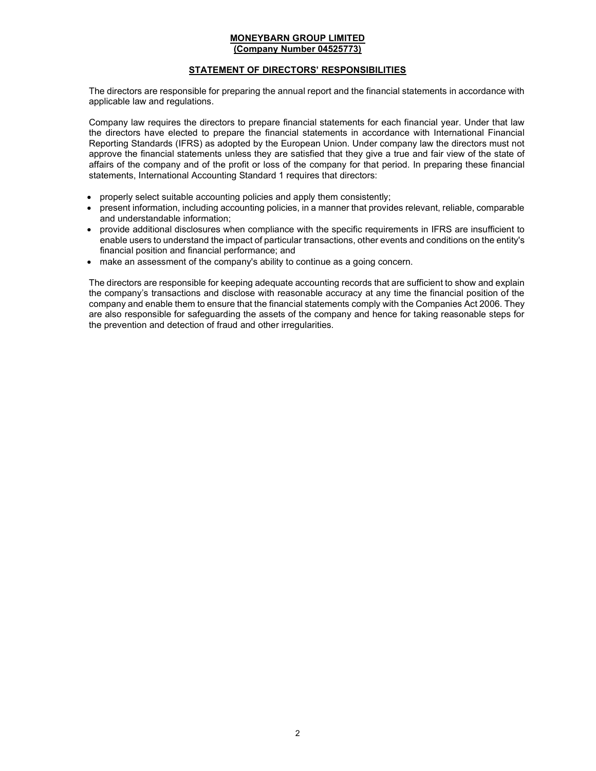**MONEYBARN GROUP LIMITED**
**(Company Number 04525773)**

## STATEMENT OF DIRECTORS' RESPONSIBILITIES

The directors are responsible for preparing the annual report and the financial statements in accordance with applicable law and regulations.

Company law requires the directors to prepare financial statements for each financial year. Under that law the directors have elected to prepare the financial statements in accordance with International Financial Reporting Standards (IFRS) as adopted by the European Union. Under company law the directors must not approve the financial statements unless they are satisfied that they give a true and fair view of the state of affairs of the company and of the profit or loss of the company for that period. In preparing these financial statements, International Accounting Standard 1 requires that directors:

- properly select suitable accounting policies and apply them consistently;
- present information, including accounting policies, in a manner that provides relevant, reliable, comparable and understandable information;
- provide additional disclosures when compliance with the specific requirements in IFRS are insufficient to enable users to understand the impact of particular transactions, other events and conditions on the entity's financial position and financial performance; and
- make an assessment of the company's ability to continue as a going concern.

The directors are responsible for keeping adequate accounting records that are sufficient to show and explain the company's transactions and disclose with reasonable accuracy at any time the financial position of the company and enable them to ensure that the financial statements comply with the Companies Act 2006. They are also responsible for safeguarding the assets of the company and hence for taking reasonable steps for the prevention and detection of fraud and other irregularities.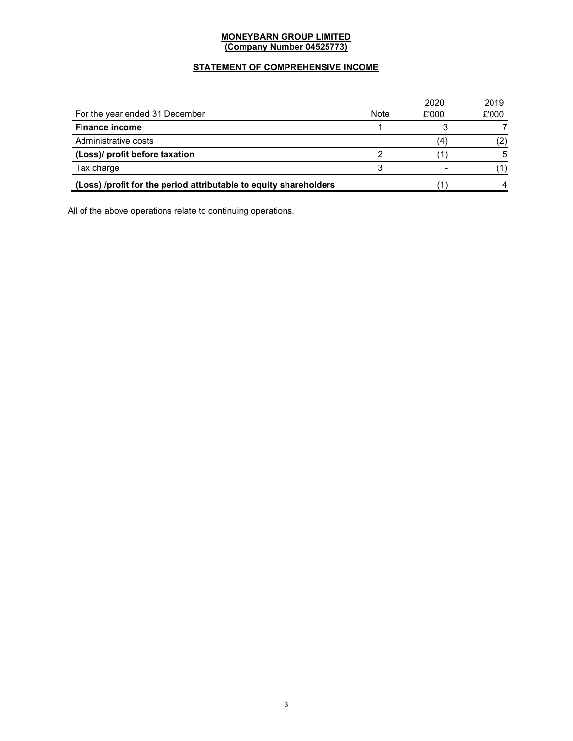**MONEYBARN GROUP LIMITED**
**(Company Number 04525773)**

## STATEMENT OF COMPREHENSIVE INCOME

| For the year ended 31 December | Note | 2020 £'000 | 2019 £'000 |
|---|---|---|---|
| **Finance income** | 1 | 3 | 7 |
| Administrative costs | | (4) | (2) |
| **(Loss)/ profit before taxation** | 2 | (1) | 5 |
| Tax charge | 3 | - | (1) |
| **(Loss) /profit for the period attributable to equity shareholders** | | (1) | 4 |

All of the above operations relate to continuing operations.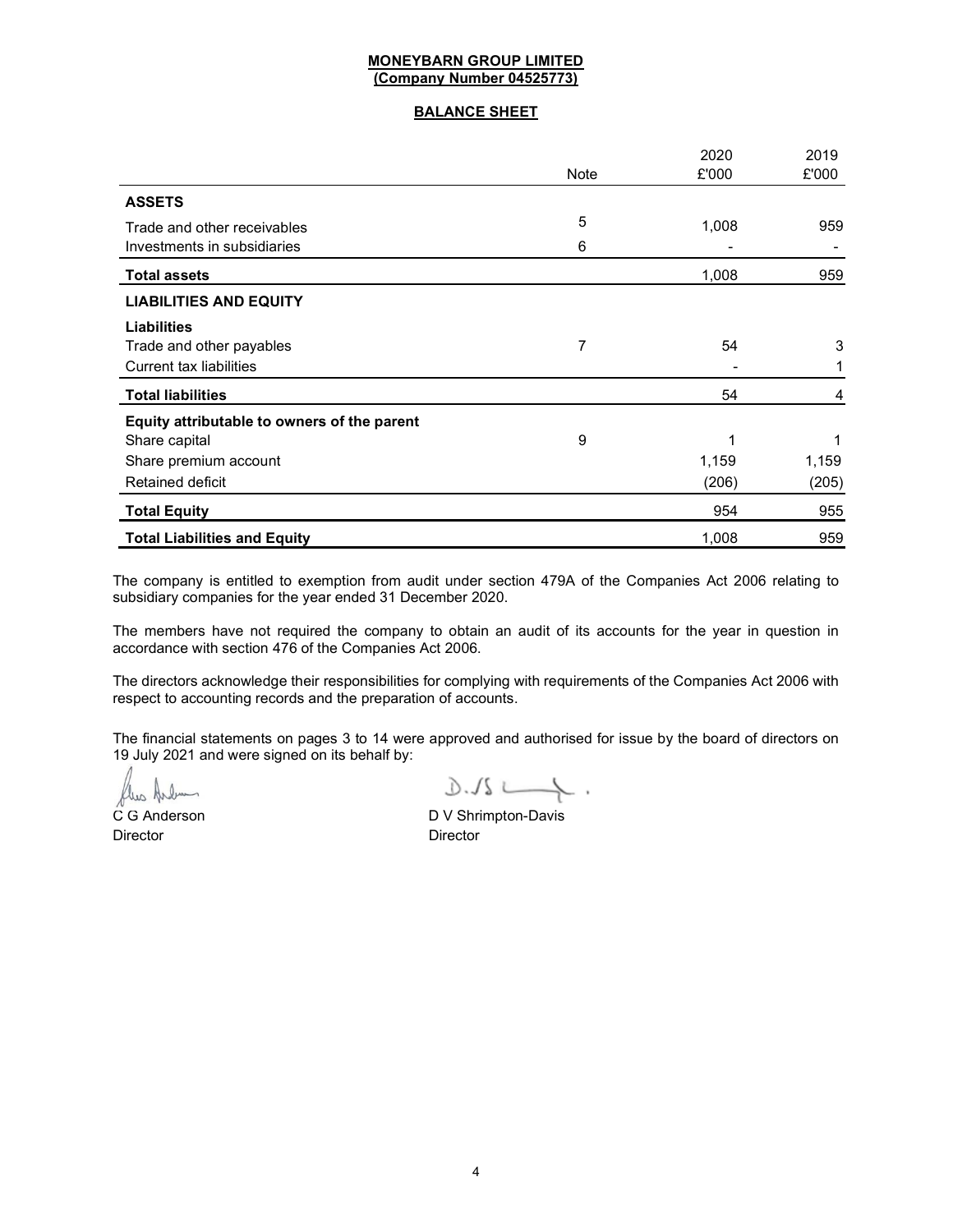**MONEYBARN GROUP LIMITED**
**(Company Number 04525773)**

**BALANCE SHEET**

| | Note | 2020 £'000 | 2019 £'000 |
|---|---|---|---|
| **ASSETS** | | | |
| Trade and other receivables | 5 | 1,008 | 959 |
| Investments in subsidiaries | 6 | - | - |
| **Total assets** | | 1,008 | 959 |
| **LIABILITIES AND EQUITY** | | | |
| **Liabilities** | | | |
| Trade and other payables | 7 | 54 | 3 |
| Current tax liabilities | | - | 1 |
| **Total liabilities** | | 54 | 4 |
| **Equity attributable to owners of the parent** | | | |
| Share capital | 9 | 1 | 1 |
| Share premium account | | 1,159 | 1,159 |
| Retained deficit | | (206) | (205) |
| **Total Equity** | | 954 | 955 |
| **Total Liabilities and Equity** | | 1,008 | 959 |

The company is entitled to exemption from audit under section 479A of the Companies Act 2006 relating to subsidiary companies for the year ended 31 December 2020.

The members have not required the company to obtain an audit of its accounts for the year in question in accordance with section 476 of the Companies Act 2006.

The directors acknowledge their responsibilities for complying with requirements of the Companies Act 2006 with respect to accounting records and the preparation of accounts.

The financial statements on pages 3 to 14 were approved and authorised for issue by the board of directors on 19 July 2021 and were signed on its behalf by:

C G Anderson
Director

D V Shrimpton-Davis
Director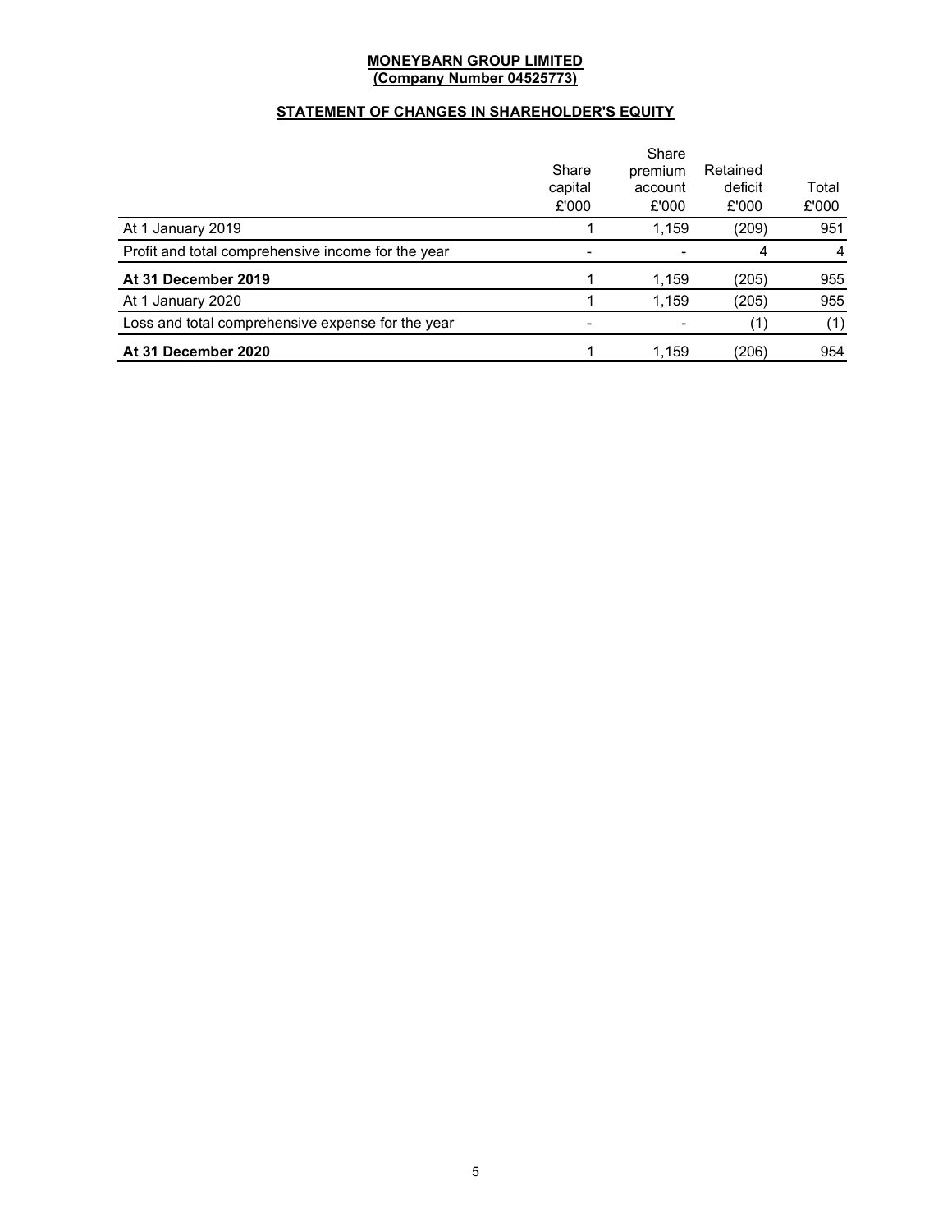**MONEYBARN GROUP LIMITED**
**(Company Number 04525773)**

## STATEMENT OF CHANGES IN SHAREHOLDER'S EQUITY

| | Share capital £'000 | Share premium account £'000 | Retained deficit £'000 | Total £'000 |
|---|---|---|---|---|
| At 1 January 2019 | 1 | 1,159 | (209) | 951 |
| Profit and total comprehensive income for the year | - | - | 4 | 4 |
| **At 31 December 2019** | 1 | 1,159 | (205) | 955 |
| At 1 January 2020 | 1 | 1,159 | (205) | 955 |
| Loss and total comprehensive expense for the year | - | - | (1) | (1) |
| **At 31 December 2020** | 1 | 1,159 | (206) | 954 |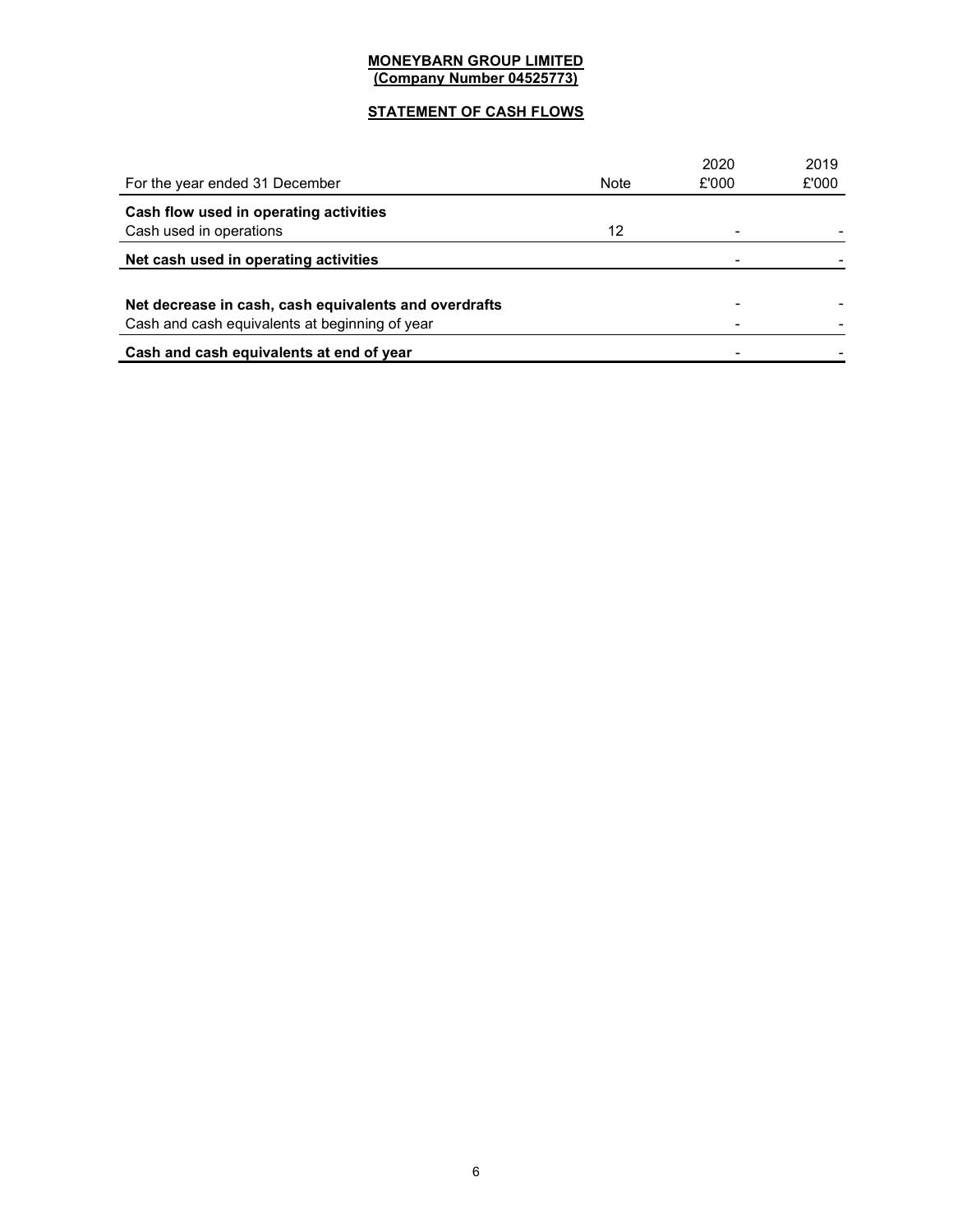**MONEYBARN GROUP LIMITED**
**(Company Number 04525773)**

**STATEMENT OF CASH FLOWS**

| For the year ended 31 December | Note | 2020 £'000 | 2019 £'000 |
|---|---|---|---|
| **Cash flow used in operating activities** | | | |
| Cash used in operations | 12 | - | - |
| **Net cash used in operating activities** | | - | - |
| | | | |
| **Net decrease in cash, cash equivalents and overdrafts** | | - | - |
| Cash and cash equivalents at beginning of year | | - | - |
| **Cash and cash equivalents at end of year** | | - | - |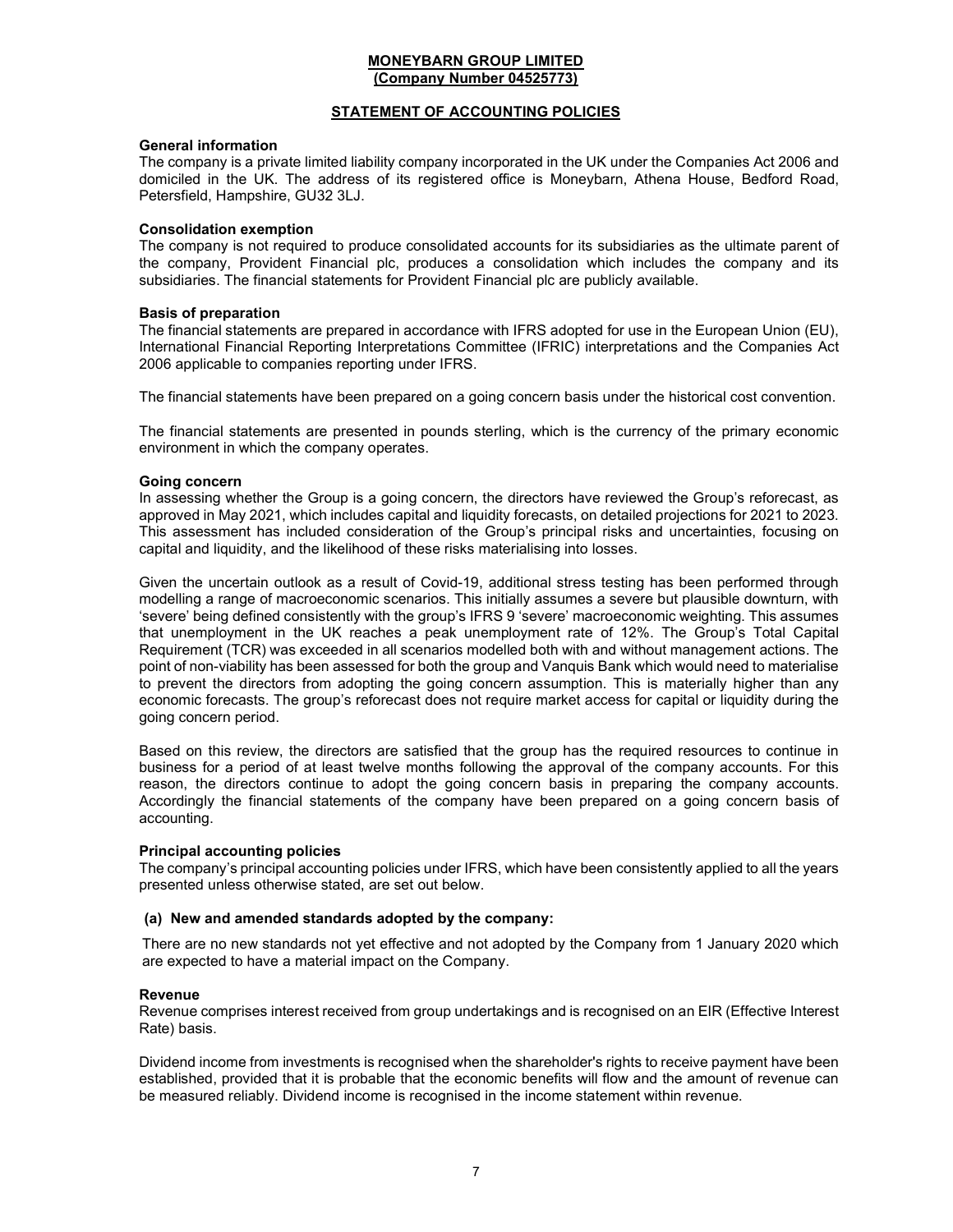**MONEYBARN GROUP LIMITED**
**(Company Number 04525773)**

## STATEMENT OF ACCOUNTING POLICIES

### General information

The company is a private limited liability company incorporated in the UK under the Companies Act 2006 and domiciled in the UK. The address of its registered office is Moneybarn, Athena House, Bedford Road, Petersfield, Hampshire, GU32 3LJ.

### Consolidation exemption

The company is not required to produce consolidated accounts for its subsidiaries as the ultimate parent of the company, Provident Financial plc, produces a consolidation which includes the company and its subsidiaries. The financial statements for Provident Financial plc are publicly available.

### Basis of preparation

The financial statements are prepared in accordance with IFRS adopted for use in the European Union (EU), International Financial Reporting Interpretations Committee (IFRIC) interpretations and the Companies Act 2006 applicable to companies reporting under IFRS.

The financial statements have been prepared on a going concern basis under the historical cost convention.

The financial statements are presented in pounds sterling, which is the currency of the primary economic environment in which the company operates.

### Going concern

In assessing whether the Group is a going concern, the directors have reviewed the Group's reforecast, as approved in May 2021, which includes capital and liquidity forecasts, on detailed projections for 2021 to 2023. This assessment has included consideration of the Group's principal risks and uncertainties, focusing on capital and liquidity, and the likelihood of these risks materialising into losses.

Given the uncertain outlook as a result of Covid-19, additional stress testing has been performed through modelling a range of macroeconomic scenarios. This initially assumes a severe but plausible downturn, with 'severe' being defined consistently with the group's IFRS 9 'severe' macroeconomic weighting. This assumes that unemployment in the UK reaches a peak unemployment rate of 12%. The Group's Total Capital Requirement (TCR) was exceeded in all scenarios modelled both with and without management actions. The point of non-viability has been assessed for both the group and Vanquis Bank which would need to materialise to prevent the directors from adopting the going concern assumption. This is materially higher than any economic forecasts. The group's reforecast does not require market access for capital or liquidity during the going concern period.

Based on this review, the directors are satisfied that the group has the required resources to continue in business for a period of at least twelve months following the approval of the company accounts. For this reason, the directors continue to adopt the going concern basis in preparing the company accounts. Accordingly the financial statements of the company have been prepared on a going concern basis of accounting.

### Principal accounting policies

The company's principal accounting policies under IFRS, which have been consistently applied to all the years presented unless otherwise stated, are set out below.

#### (a) New and amended standards adopted by the company:

There are no new standards not yet effective and not adopted by the Company from 1 January 2020 which are expected to have a material impact on the Company.

### Revenue

Revenue comprises interest received from group undertakings and is recognised on an EIR (Effective Interest Rate) basis.

Dividend income from investments is recognised when the shareholder's rights to receive payment have been established, provided that it is probable that the economic benefits will flow and the amount of revenue can be measured reliably. Dividend income is recognised in the income statement within revenue.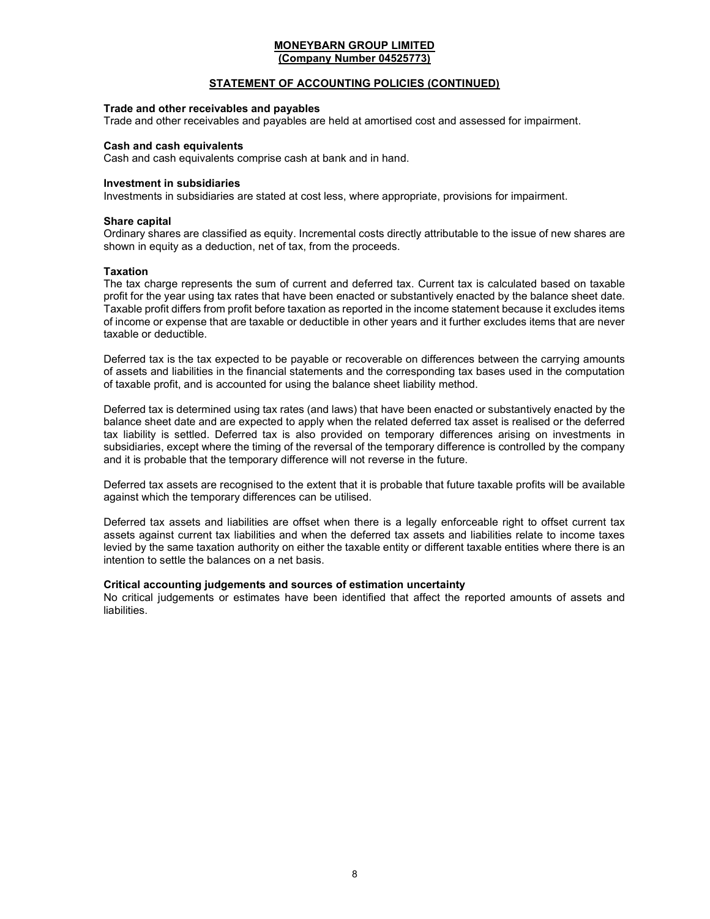**MONEYBARN GROUP LIMITED**
**(Company Number 04525773)**

**STATEMENT OF ACCOUNTING POLICIES (CONTINUED)**

**Trade and other receivables and payables**
Trade and other receivables and payables are held at amortised cost and assessed for impairment.

**Cash and cash equivalents**
Cash and cash equivalents comprise cash at bank and in hand.

**Investment in subsidiaries**
Investments in subsidiaries are stated at cost less, where appropriate, provisions for impairment.

**Share capital**
Ordinary shares are classified as equity. Incremental costs directly attributable to the issue of new shares are shown in equity as a deduction, net of tax, from the proceeds.

**Taxation**
The tax charge represents the sum of current and deferred tax. Current tax is calculated based on taxable profit for the year using tax rates that have been enacted or substantively enacted by the balance sheet date. Taxable profit differs from profit before taxation as reported in the income statement because it excludes items of income or expense that are taxable or deductible in other years and it further excludes items that are never taxable or deductible.

Deferred tax is the tax expected to be payable or recoverable on differences between the carrying amounts of assets and liabilities in the financial statements and the corresponding tax bases used in the computation of taxable profit, and is accounted for using the balance sheet liability method.

Deferred tax is determined using tax rates (and laws) that have been enacted or substantively enacted by the balance sheet date and are expected to apply when the related deferred tax asset is realised or the deferred tax liability is settled. Deferred tax is also provided on temporary differences arising on investments in subsidiaries, except where the timing of the reversal of the temporary difference is controlled by the company and it is probable that the temporary difference will not reverse in the future.

Deferred tax assets are recognised to the extent that it is probable that future taxable profits will be available against which the temporary differences can be utilised.

Deferred tax assets and liabilities are offset when there is a legally enforceable right to offset current tax assets against current tax liabilities and when the deferred tax assets and liabilities relate to income taxes levied by the same taxation authority on either the taxable entity or different taxable entities where there is an intention to settle the balances on a net basis.

**Critical accounting judgements and sources of estimation uncertainty**
No critical judgements or estimates have been identified that affect the reported amounts of assets and liabilities.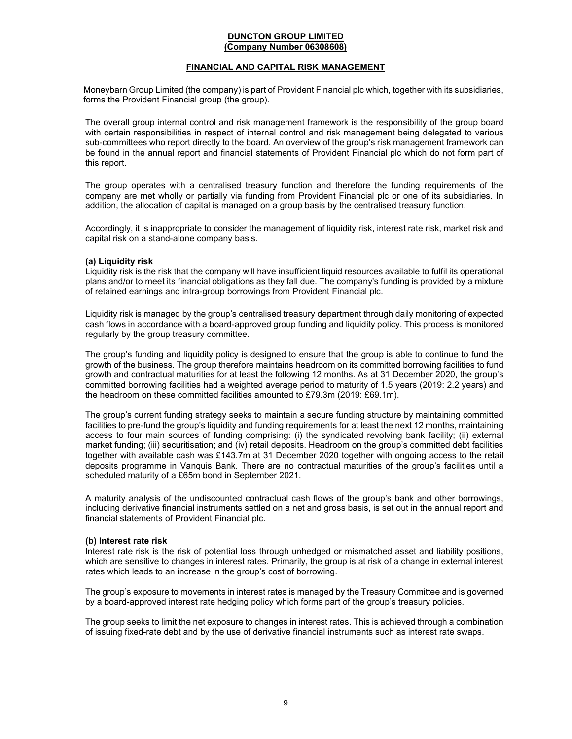**DUNCTON GROUP LIMITED**
**(Company Number 06308608)**

## FINANCIAL AND CAPITAL RISK MANAGEMENT

Moneybarn Group Limited (the company) is part of Provident Financial plc which, together with its subsidiaries, forms the Provident Financial group (the group).

The overall group internal control and risk management framework is the responsibility of the group board with certain responsibilities in respect of internal control and risk management being delegated to various sub-committees who report directly to the board. An overview of the group's risk management framework can be found in the annual report and financial statements of Provident Financial plc which do not form part of this report.

The group operates with a centralised treasury function and therefore the funding requirements of the company are met wholly or partially via funding from Provident Financial plc or one of its subsidiaries. In addition, the allocation of capital is managed on a group basis by the centralised treasury function.

Accordingly, it is inappropriate to consider the management of liquidity risk, interest rate risk, market risk and capital risk on a stand-alone company basis.

### (a) Liquidity risk

Liquidity risk is the risk that the company will have insufficient liquid resources available to fulfil its operational plans and/or to meet its financial obligations as they fall due. The company's funding is provided by a mixture of retained earnings and intra-group borrowings from Provident Financial plc.

Liquidity risk is managed by the group's centralised treasury department through daily monitoring of expected cash flows in accordance with a board-approved group funding and liquidity policy. This process is monitored regularly by the group treasury committee.

The group's funding and liquidity policy is designed to ensure that the group is able to continue to fund the growth of the business. The group therefore maintains headroom on its committed borrowing facilities to fund growth and contractual maturities for at least the following 12 months. As at 31 December 2020, the group's committed borrowing facilities had a weighted average period to maturity of 1.5 years (2019: 2.2 years) and the headroom on these committed facilities amounted to £79.3m (2019: £69.1m).

The group's current funding strategy seeks to maintain a secure funding structure by maintaining committed facilities to pre-fund the group's liquidity and funding requirements for at least the next 12 months, maintaining access to four main sources of funding comprising: (i) the syndicated revolving bank facility; (ii) external market funding; (iii) securitisation; and (iv) retail deposits. Headroom on the group's committed debt facilities together with available cash was £143.7m at 31 December 2020 together with ongoing access to the retail deposits programme in Vanquis Bank. There are no contractual maturities of the group's facilities until a scheduled maturity of a £65m bond in September 2021.

A maturity analysis of the undiscounted contractual cash flows of the group's bank and other borrowings, including derivative financial instruments settled on a net and gross basis, is set out in the annual report and financial statements of Provident Financial plc.

### (b) Interest rate risk

Interest rate risk is the risk of potential loss through unhedged or mismatched asset and liability positions, which are sensitive to changes in interest rates. Primarily, the group is at risk of a change in external interest rates which leads to an increase in the group's cost of borrowing.

The group's exposure to movements in interest rates is managed by the Treasury Committee and is governed by a board-approved interest rate hedging policy which forms part of the group's treasury policies.

The group seeks to limit the net exposure to changes in interest rates. This is achieved through a combination of issuing fixed-rate debt and by the use of derivative financial instruments such as interest rate swaps.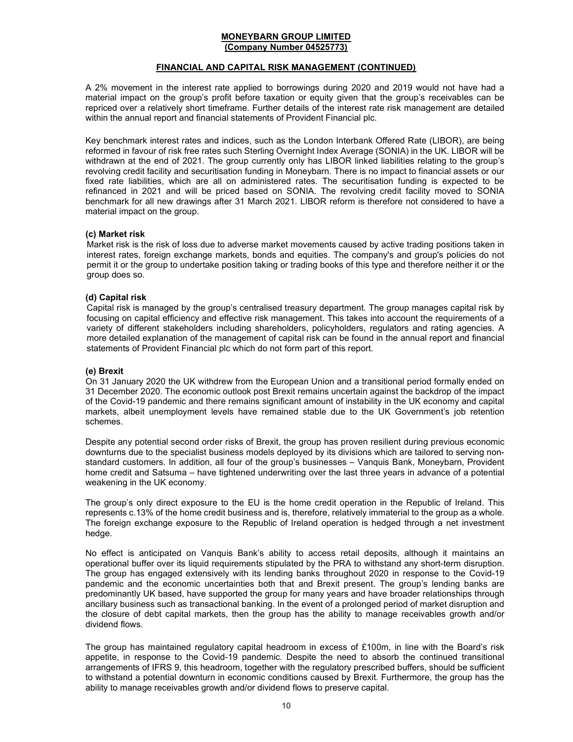**MONEYBARN GROUP LIMITED**
**(Company Number 04525773)**

**FINANCIAL AND CAPITAL RISK MANAGEMENT (CONTINUED)**

A 2% movement in the interest rate applied to borrowings during 2020 and 2019 would not have had a material impact on the group's profit before taxation or equity given that the group's receivables can be repriced over a relatively short timeframe. Further details of the interest rate risk management are detailed within the annual report and financial statements of Provident Financial plc.

Key benchmark interest rates and indices, such as the London Interbank Offered Rate (LIBOR), are being reformed in favour of risk free rates such Sterling Overnight Index Average (SONIA) in the UK. LIBOR will be withdrawn at the end of 2021. The group currently only has LIBOR linked liabilities relating to the group's revolving credit facility and securitisation funding in Moneybarn. There is no impact to financial assets or our fixed rate liabilities, which are all on administered rates. The securitisation funding is expected to be refinanced in 2021 and will be priced based on SONIA. The revolving credit facility moved to SONIA benchmark for all new drawings after 31 March 2021. LIBOR reform is therefore not considered to have a material impact on the group.

**(c) Market risk**

Market risk is the risk of loss due to adverse market movements caused by active trading positions taken in interest rates, foreign exchange markets, bonds and equities. The company's and group's policies do not permit it or the group to undertake position taking or trading books of this type and therefore neither it or the group does so.

**(d) Capital risk**

Capital risk is managed by the group's centralised treasury department. The group manages capital risk by focusing on capital efficiency and effective risk management. This takes into account the requirements of a variety of different stakeholders including shareholders, policyholders, regulators and rating agencies. A more detailed explanation of the management of capital risk can be found in the annual report and financial statements of Provident Financial plc which do not form part of this report.

**(e) Brexit**

On 31 January 2020 the UK withdrew from the European Union and a transitional period formally ended on 31 December 2020. The economic outlook post Brexit remains uncertain against the backdrop of the impact of the Covid-19 pandemic and there remains significant amount of instability in the UK economy and capital markets, albeit unemployment levels have remained stable due to the UK Government's job retention schemes.

Despite any potential second order risks of Brexit, the group has proven resilient during previous economic downturns due to the specialist business models deployed by its divisions which are tailored to serving non-standard customers. In addition, all four of the group's businesses – Vanquis Bank, Moneybarn, Provident home credit and Satsuma – have tightened underwriting over the last three years in advance of a potential weakening in the UK economy.

The group's only direct exposure to the EU is the home credit operation in the Republic of Ireland. This represents c.13% of the home credit business and is, therefore, relatively immaterial to the group as a whole. The foreign exchange exposure to the Republic of Ireland operation is hedged through a net investment hedge.

No effect is anticipated on Vanquis Bank's ability to access retail deposits, although it maintains an operational buffer over its liquid requirements stipulated by the PRA to withstand any short-term disruption. The group has engaged extensively with its lending banks throughout 2020 in response to the Covid-19 pandemic and the economic uncertainties both that and Brexit present. The group's lending banks are predominantly UK based, have supported the group for many years and have broader relationships through ancillary business such as transactional banking. In the event of a prolonged period of market disruption and the closure of debt capital markets, then the group has the ability to manage receivables growth and/or dividend flows.

The group has maintained regulatory capital headroom in excess of £100m, in line with the Board's risk appetite, in response to the Covid-19 pandemic. Despite the need to absorb the continued transitional arrangements of IFRS 9, this headroom, together with the regulatory prescribed buffers, should be sufficient to withstand a potential downturn in economic conditions caused by Brexit. Furthermore, the group has the ability to manage receivables growth and/or dividend flows to preserve capital.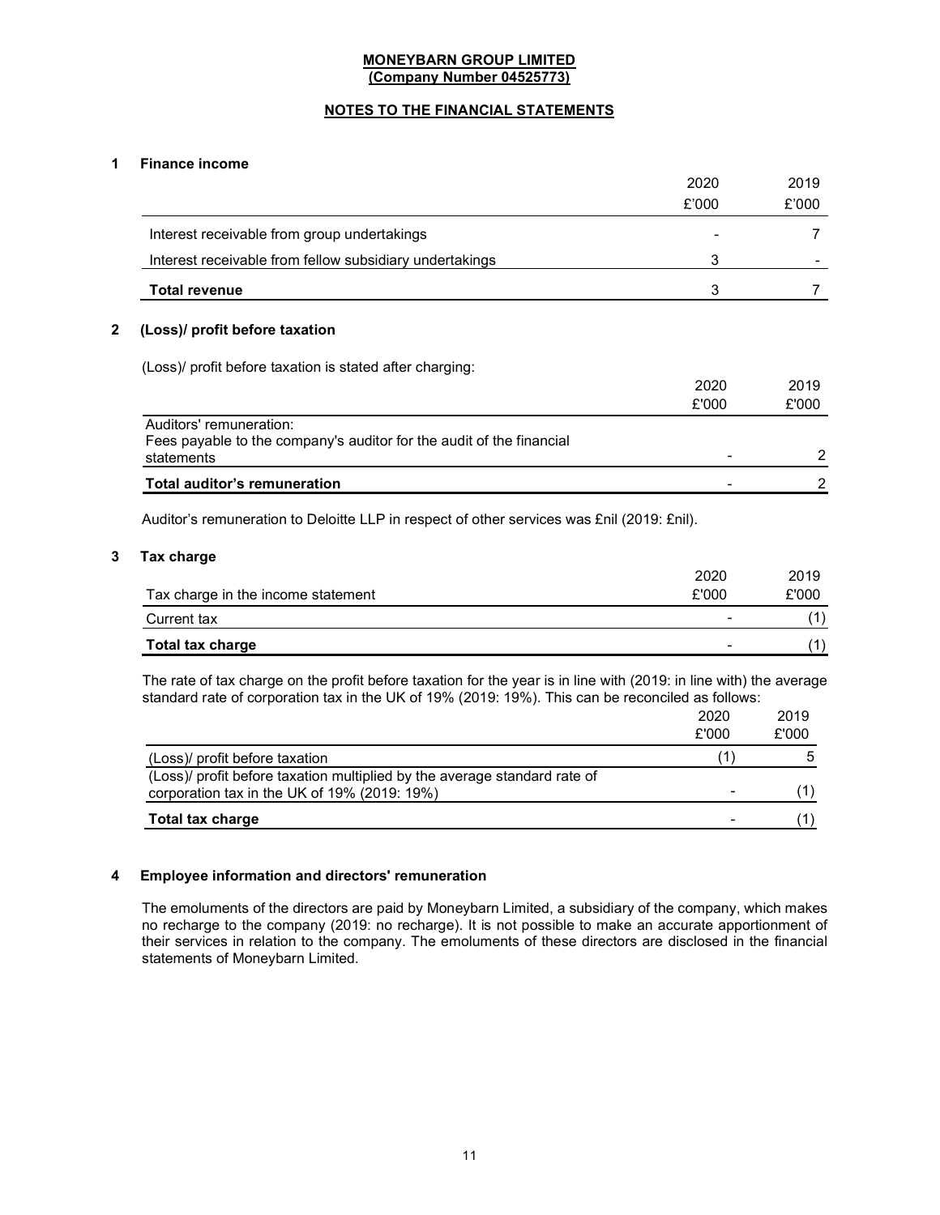**MONEYBARN GROUP LIMITED**
**(Company Number 04525773)**

**NOTES TO THE FINANCIAL STATEMENTS**

## 1 Finance income

| | 2020 £'000 | 2019 £'000 |
|---|---|---|
| Interest receivable from group undertakings | - | 7 |
| Interest receivable from fellow subsidiary undertakings | 3 | - |
| **Total revenue** | 3 | 7 |

## 2 (Loss)/ profit before taxation

(Loss)/ profit before taxation is stated after charging:

| | 2020 £'000 | 2019 £'000 |
|---|---|---|
| Auditors' remuneration: | | |
| Fees payable to the company's auditor for the audit of the financial statements | - | 2 |
| **Total auditor's remuneration** | - | 2 |

Auditor's remuneration to Deloitte LLP in respect of other services was £nil (2019: £nil).

## 3 Tax charge

| Tax charge in the income statement | 2020 £'000 | 2019 £'000 |
|---|---|---|
| Current tax | - | (1) |
| **Total tax charge** | - | (1) |

The rate of tax charge on the profit before taxation for the year is in line with (2019: in line with) the average standard rate of corporation tax in the UK of 19% (2019: 19%). This can be reconciled as follows:

| | 2020 £'000 | 2019 £'000 |
|---|---|---|
| (Loss)/ profit before taxation | (1) | 5 |
| (Loss)/ profit before taxation multiplied by the average standard rate of corporation tax in the UK of 19% (2019: 19%) | - | (1) |
| **Total tax charge** | - | (1) |

## 4 Employee information and directors' remuneration

The emoluments of the directors are paid by Moneybarn Limited, a subsidiary of the company, which makes no recharge to the company (2019: no recharge). It is not possible to make an accurate apportionment of their services in relation to the company. The emoluments of these directors are disclosed in the financial statements of Moneybarn Limited.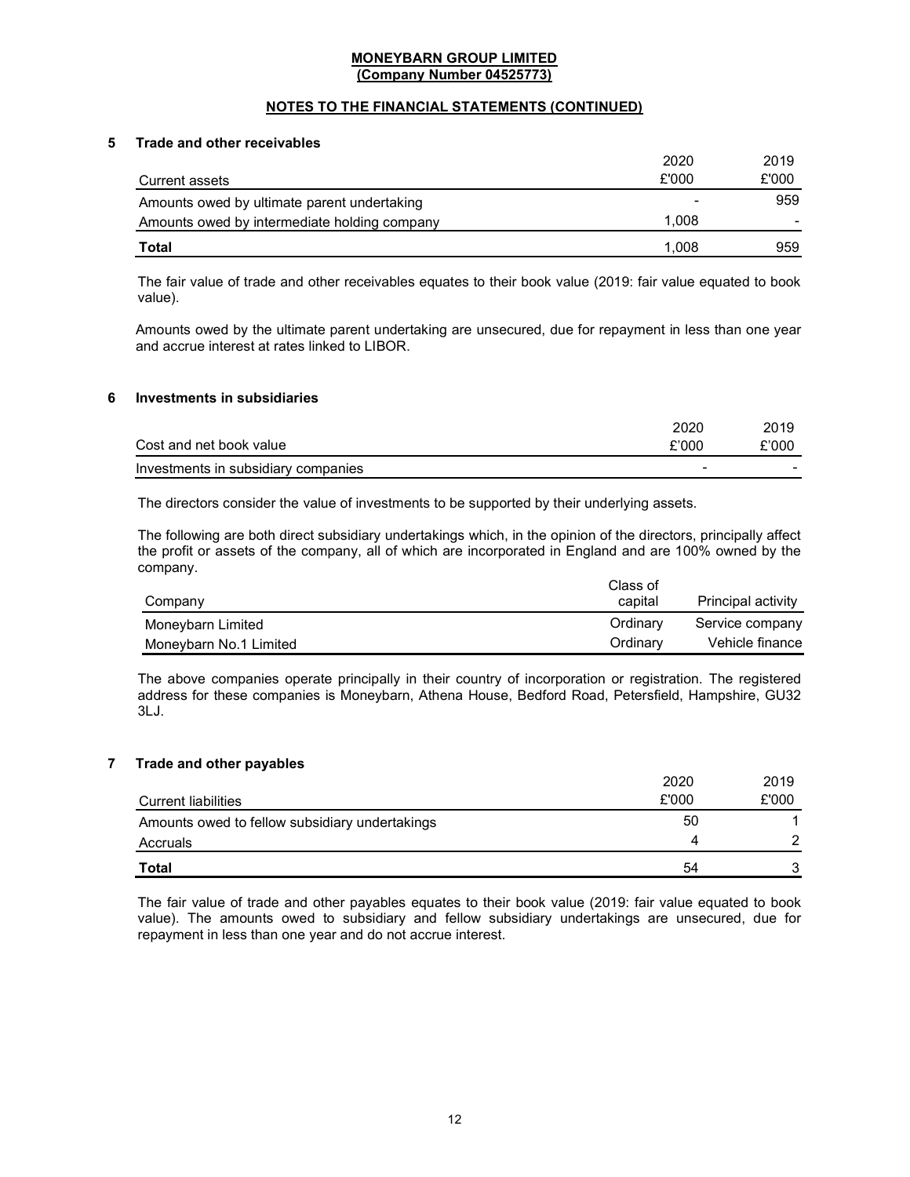**MONEYBARN GROUP LIMITED**
**(Company Number 04525773)**

**NOTES TO THE FINANCIAL STATEMENTS (CONTINUED)**

## 5 Trade and other receivables

| Current assets | 2020 £'000 | 2019 £'000 |
|---|---|---|
| Amounts owed by ultimate parent undertaking | - | 959 |
| Amounts owed by intermediate holding company | 1,008 | - |
| **Total** | 1,008 | 959 |

The fair value of trade and other receivables equates to their book value (2019: fair value equated to book value).

Amounts owed by the ultimate parent undertaking are unsecured, due for repayment in less than one year and accrue interest at rates linked to LIBOR.

## 6 Investments in subsidiaries

| Cost and net book value | 2020 £'000 | 2019 £'000 |
|---|---|---|
| Investments in subsidiary companies | - | - |

The directors consider the value of investments to be supported by their underlying assets.

The following are both direct subsidiary undertakings which, in the opinion of the directors, principally affect the profit or assets of the company, all of which are incorporated in England and are 100% owned by the company.

| Company | Class of capital | Principal activity |
|---|---|---|
| Moneybarn Limited | Ordinary | Service company |
| Moneybarn No.1 Limited | Ordinary | Vehicle finance |

The above companies operate principally in their country of incorporation or registration. The registered address for these companies is Moneybarn, Athena House, Bedford Road, Petersfield, Hampshire, GU32 3LJ.

## 7 Trade and other payables

| Current liabilities | 2020 £'000 | 2019 £'000 |
|---|---|---|
| Amounts owed to fellow subsidiary undertakings | 50 | 1 |
| Accruals | 4 | 2 |
| **Total** | 54 | 3 |

The fair value of trade and other payables equates to their book value (2019: fair value equated to book value). The amounts owed to subsidiary and fellow subsidiary undertakings are unsecured, due for repayment in less than one year and do not accrue interest.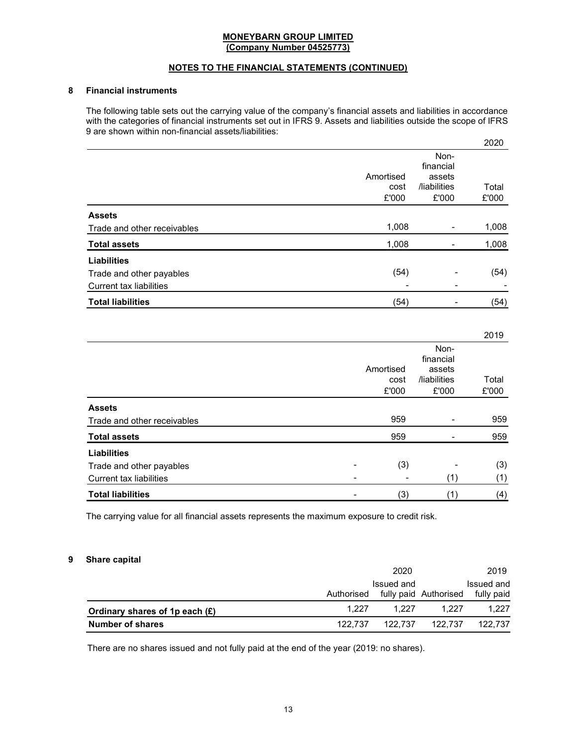**MONEYBARN GROUP LIMITED**
**(Company Number 04525773)**

**NOTES TO THE FINANCIAL STATEMENTS (CONTINUED)**

## 8 Financial instruments

The following table sets out the carrying value of the company's financial assets and liabilities in accordance with the categories of financial instruments set out in IFRS 9. Assets and liabilities outside the scope of IFRS 9 are shown within non-financial assets/liabilities:

**2020**

| | Amortised cost £'000 | Non-financial assets /liabilities £'000 | Total £'000 |
|---|---|---|---|
| **Assets** | | | |
| Trade and other receivables | 1,008 | - | 1,008 |
| **Total assets** | 1,008 | - | 1,008 |
| **Liabilities** | | | |
| Trade and other payables | (54) | - | (54) |
| Current tax liabilities | - | - | - |
| **Total liabilities** | (54) | - | (54) |

**2019**

| | | Amortised cost £'000 | Non-financial assets /liabilities £'000 | Total £'000 |
|---|---|---|---|---|
| **Assets** | | | | |
| Trade and other receivables | | 959 | - | 959 |
| **Total assets** | | 959 | - | 959 |
| **Liabilities** | | | | |
| Trade and other payables | - | (3) | - | (3) |
| Current tax liabilities | - | - | (1) | (1) |
| **Total liabilities** | - | (3) | (1) | (4) |

The carrying value for all financial assets represents the maximum exposure to credit risk.

## 9 Share capital

| | 2020 Authorised | 2020 Issued and fully paid | 2019 Authorised | 2019 Issued and fully paid |
|---|---|---|---|---|
| **Ordinary shares of 1p each (£)** | 1,227 | 1,227 | 1,227 | 1,227 |
| **Number of shares** | 122,737 | 122,737 | 122,737 | 122,737 |

There are no shares issued and not fully paid at the end of the year (2019: no shares).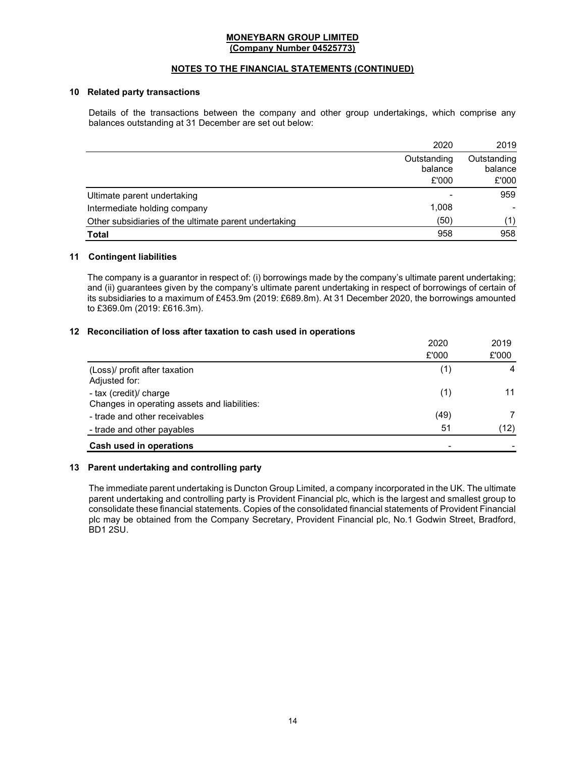**MONEYBARN GROUP LIMITED**
**(Company Number 04525773)**

**NOTES TO THE FINANCIAL STATEMENTS (CONTINUED)**

## 10 Related party transactions

Details of the transactions between the company and other group undertakings, which comprise any balances outstanding at 31 December are set out below:

| | 2020 | 2019 |
|---|---|---|
| | Outstanding balance £'000 | Outstanding balance £'000 |
| Ultimate parent undertaking | - | 959 |
| Intermediate holding company | 1,008 | - |
| Other subsidiaries of the ultimate parent undertaking | (50) | (1) |
| **Total** | 958 | 958 |

## 11 Contingent liabilities

The company is a guarantor in respect of: (i) borrowings made by the company's ultimate parent undertaking; and (ii) guarantees given by the company's ultimate parent undertaking in respect of borrowings of certain of its subsidiaries to a maximum of £453.9m (2019: £689.8m). At 31 December 2020, the borrowings amounted to £369.0m (2019: £616.3m).

## 12 Reconciliation of loss after taxation to cash used in operations

| | 2020 £'000 | 2019 £'000 |
|---|---|---|
| (Loss)/ profit after taxation | (1) | 4 |
| Adjusted for: | | |
| - tax (credit)/ charge | (1) | 11 |
| Changes in operating assets and liabilities: | | |
| - trade and other receivables | (49) | 7 |
| - trade and other payables | 51 | (12) |
| **Cash used in operations** | - | - |

## 13 Parent undertaking and controlling party

The immediate parent undertaking is Duncton Group Limited, a company incorporated in the UK. The ultimate parent undertaking and controlling party is Provident Financial plc, which is the largest and smallest group to consolidate these financial statements. Copies of the consolidated financial statements of Provident Financial plc may be obtained from the Company Secretary, Provident Financial plc, No.1 Godwin Street, Bradford, BD1 2SU.